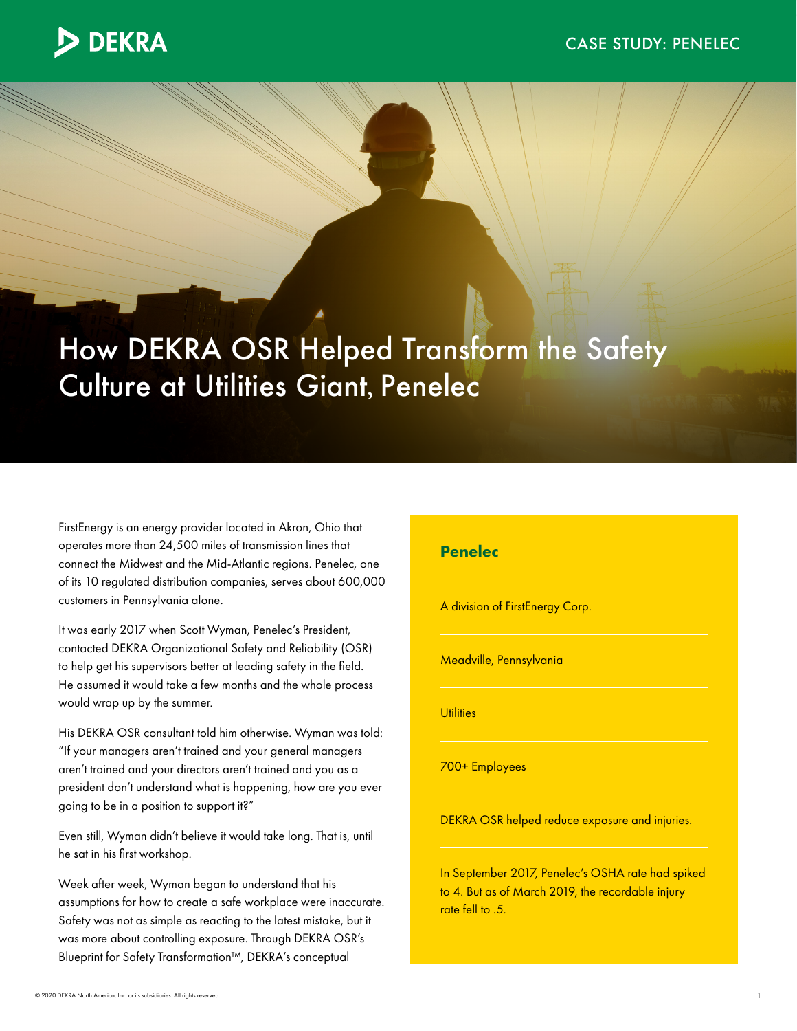# How DEKRA OSR Helped Transform the Safety Culture at Utilities Giant, Penelec

FirstEnergy is an energy provider located in Akron, Ohio that operates more than 24,500 miles of transmission lines that connect the Midwest and the Mid-Atlantic regions. Penelec, one of its 10 regulated distribution companies, serves about 600,000 customers in Pennsylvania alone.

It was early 2017 when Scott Wyman, Penelec's President, contacted DEKRA Organizational Safety and Reliability (OSR) to help get his supervisors better at leading safety in the field. He assumed it would take a few months and the whole process would wrap up by the summer.

His DEKRA OSR consultant told him otherwise. Wyman was told: "If your managers aren't trained and your general managers aren't trained and your directors aren't trained and you as a president don't understand what is happening, how are you ever going to be in a position to support it?"

Even still, Wyman didn't believe it would take long. That is, until he sat in his first workshop.

Week after week, Wyman began to understand that his assumptions for how to create a safe workplace were inaccurate. Safety was not as simple as reacting to the latest mistake, but it was more about controlling exposure. Through DEKRA OSR's Blueprint for Safety Transformation™, DEKRA's conceptual

**Penelec**

A division of FirstEnergy Corp.

Meadville, Pennsylvania

Utilities

700+ Employees

DEKRA OSR helped reduce exposure and injuries.

In September 2017, Penelec's OSHA rate had spiked to 4. But as of March 2019, the recordable injury rate fell to .5.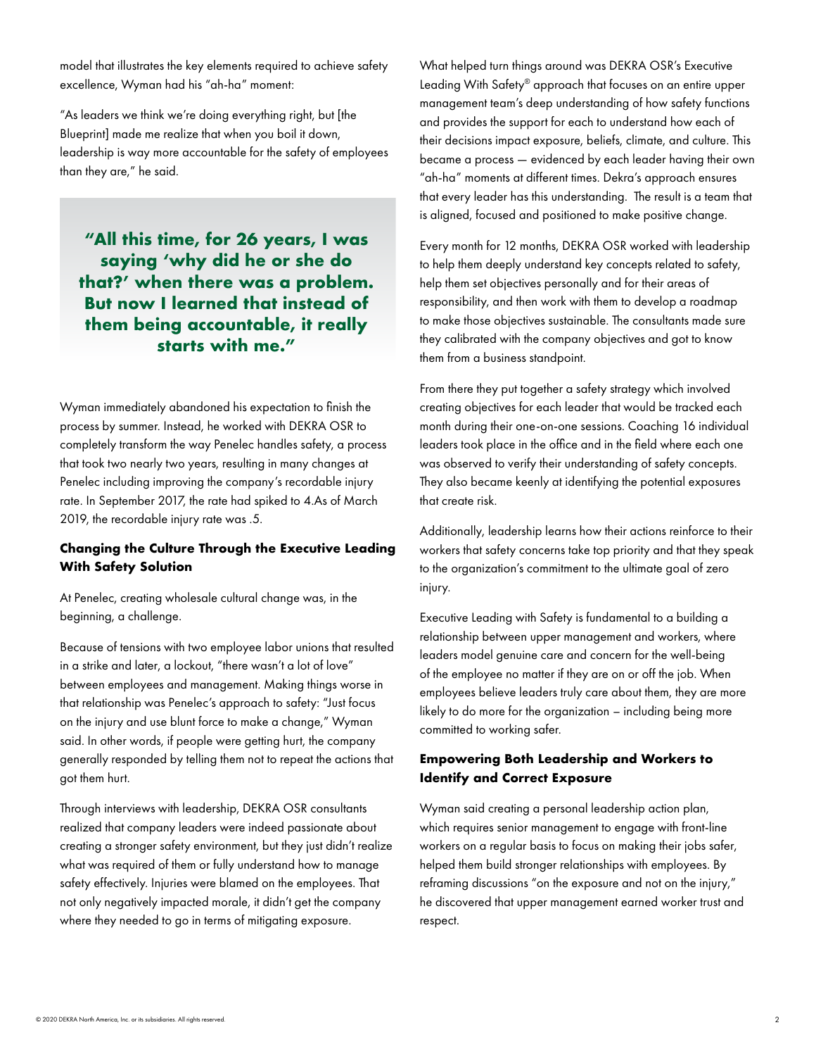model that illustrates the key elements required to achieve safety excellence, Wyman had his "ah-ha" moment:

"As leaders we think we're doing everything right, but [the Blueprint] made me realize that when you boil it down, leadership is way more accountable for the safety of employees than they are," he said.

> **"All this time, for 26 years, I was saying 'why did he or she do that?' when there was a problem. But now I learned that instead of them being accountable, it really starts with me."**

Wyman immediately abandoned his expectation to finish the process by summer. Instead, he worked with DEKRA OSR to completely transform the way Penelec handles safety, a process that took two nearly two years, resulting in many changes at Penelec including improving the company's recordable injury rate. In September 2017, the rate had spiked to 4.As of March 2019, the recordable injury rate was .5.

### Changing the Culture Through the Executive Leading With Safety Solution

At Penelec, creating wholesale cultural change was, in the beginning, a challenge.

Because of tensions with two employee labor unions that resulted in a strike and later, a lockout, "there wasn't a lot of love" between employees and management. Making things worse in that relationship was Penelec's approach to safety: "Just focus on the injury and use blunt force to make a change," Wyman said. In other words, if people were getting hurt, the company generally responded by telling them not to repeat the actions that got them hurt.

Through interviews with leadership, DEKRA OSR consultants realized that company leaders were indeed passionate about creating a stronger safety environment, but they just didn't realize what was required of them or fully understand how to manage safety effectively. Injuries were blamed on the employees. That not only negatively impacted morale, it didn't get the company where they needed to go in terms of mitigating exposure.

What helped turn things around was DEKRA OSR's Executive Leading With Safety® approach that focuses on an entire upper management team's deep understanding of how safety functions and provides the support for each to understand how each of their decisions impact exposure, beliefs, climate, and culture. This became a process — evidenced by each leader having their own "ah-ha" moments at different times. Dekra's approach ensures that every leader has this understanding. The result is a team that is aligned, focused and positioned to make positive change.

Every month for 12 months, DEKRA OSR worked with leadership to help them deeply understand key concepts related to safety, help them set objectives personally and for their areas of responsibility, and then work with them to develop a roadmap to make those objectives sustainable. The consultants made sure they calibrated with the company objectives and got to know them from a business standpoint.

From there they put together a safety strategy which involved creating objectives for each leader that would be tracked each month during their one-on-one sessions. Coaching 16 individual leaders took place in the office and in the field where each one was observed to verify their understanding of safety concepts. They also became keenly at identifying the potential exposures that create risk.

Additionally, leadership learns how their actions reinforce to their workers that safety concerns take top priority and that they speak to the organization's commitment to the ultimate goal of zero injury.

Executive Leading with Safety is fundamental to a building a relationship between upper management and workers, where leaders model genuine care and concern for the well-being of the employee no matter if they are on or off the job. When employees believe leaders truly care about them, they are more likely to do more for the organization – including being more committed to working safer.

### Empowering Both Leadership and Workers to Identify and Correct Exposure

Wyman said creating a personal leadership action plan, which requires senior management to engage with front-line workers on a regular basis to focus on making their jobs safer, helped them build stronger relationships with employees. By reframing discussions "on the exposure and not on the injury," he discovered that upper management earned worker trust and respect.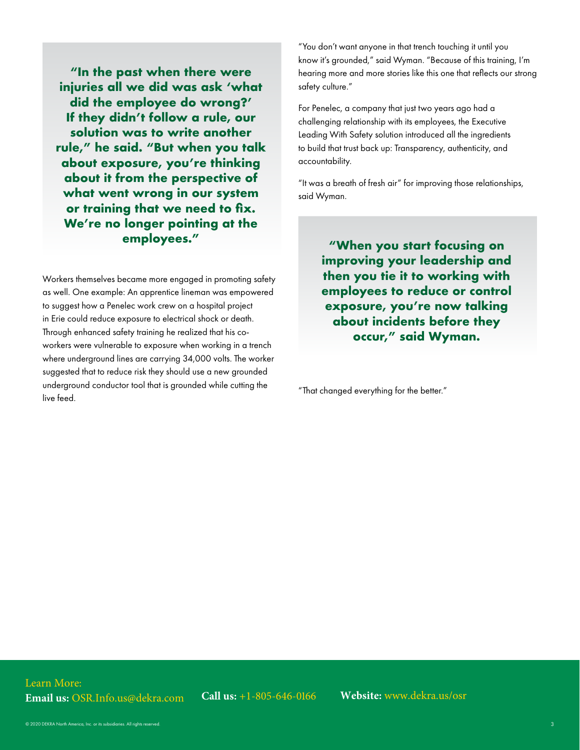> **"In the past when there were injuries all we did was ask 'what did the employee do wrong?' If they didn't follow a rule, our solution was to write another rule," he said. "But when you talk about exposure, you're thinking about it from the perspective of what went wrong in our system or training that we need to fix. We're no longer pointing at the employees."**

Workers themselves became more engaged in promoting safety as well. One example: An apprentice lineman was empowered to suggest how a Penelec work crew on a hospital project in Erie could reduce exposure to electrical shock or death. Through enhanced safety training he realized that his co-workers were vulnerable to exposure when working in a trench where underground lines are carrying 34,000 volts. The worker suggested that to reduce risk they should use a new grounded underground conductor tool that is grounded while cutting the live feed.

"You don't want anyone in that trench touching it until you know it's grounded," said Wyman. "Because of this training, I'm hearing more and more stories like this one that reflects our strong safety culture."

For Penelec, a company that just two years ago had a challenging relationship with its employees, the Executive Leading With Safety solution introduced all the ingredients to build that trust back up: Transparency, authenticity, and accountability.

"It was a breath of fresh air" for improving those relationships, said Wyman.

> **"When you start focusing on improving your leadership and then you tie it to working with employees to reduce or control exposure, you're now talking about incidents before they occur," said Wyman.**

"That changed everything for the better."

Learn More:
**Email us:** OSR.Info.us@dekra.com **Call us:** +1-805-646-0166 **Website:** www.dekra.us/osr

© 2020 DEKRA North America, Inc. or its subsidiaries. All rights reserved.